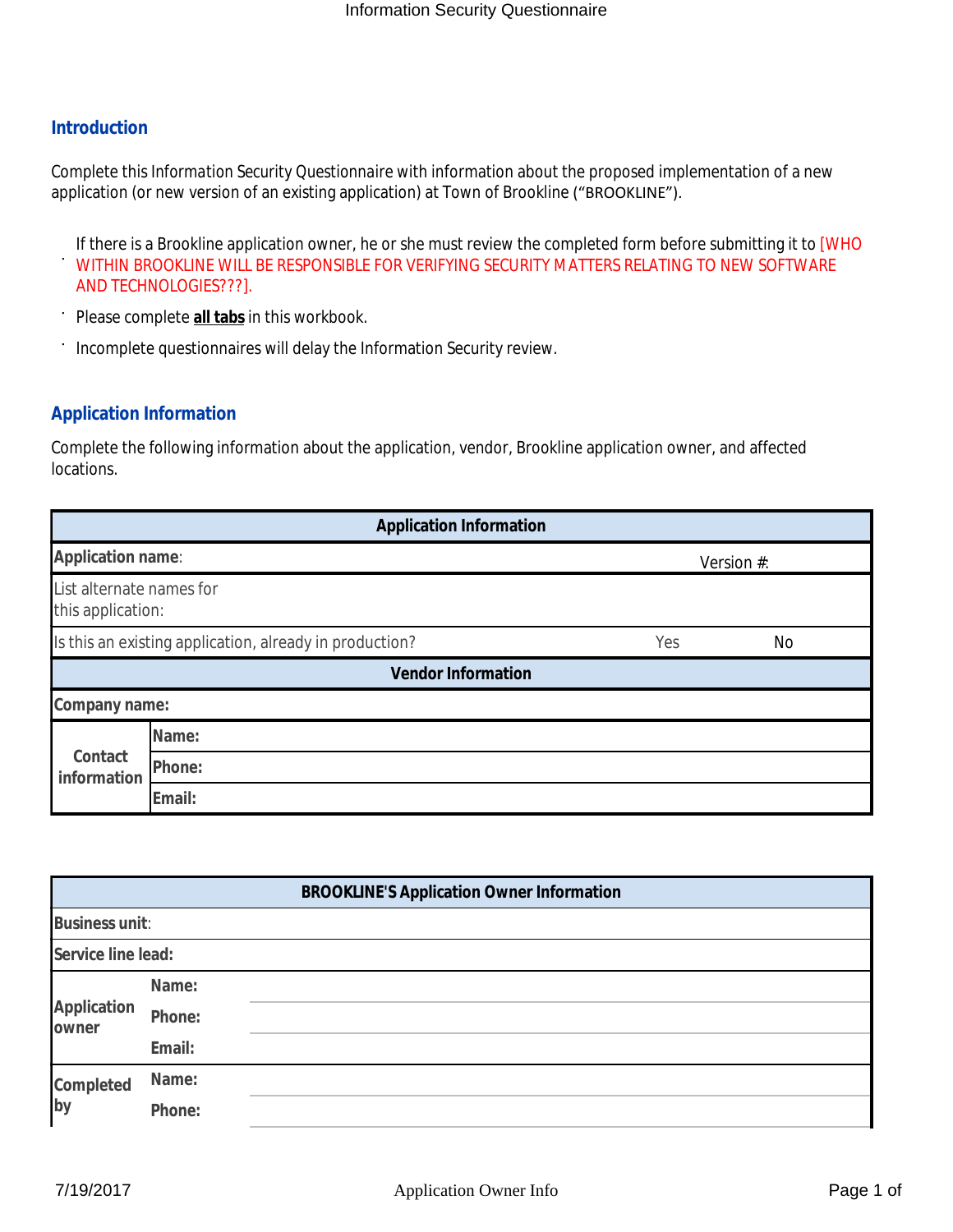## Introduction

Complete this Information Security Questionnaire with information about the proposed implementation of a new application (or new version of an existing application) at Town of Brookline ("BROOKLINE").

- If there is a Brookline application owner, he or she must review the completed form before submitting it to [WHO WITHIN BROOKLINE WILL BE RESPONSIBLE FOR VERIFYING SECURITY MATTERS RELATING TO NEW SOFTWARE AND TECHNOLOGIES???].
- Please complete **all tabs** in this workbook.
- Incomplete questionnaires will delay the Information Security review.

## Application Information

Complete the following information about the application, vendor, Brookline application owner, and affected locations.

| Application Information | | | |
|---|---|---|---|
| **Application name**: | | Version #: | |
| List alternate names for this application: | | | |
| Is this an existing application, already in production? | | Yes | No |
| **Vendor Information** | | | |
| **Company name:** | | | |
| **Contact information** | **Name:** | | |
| | **Phone:** | | |
| | **Email:** | | |

| BROOKLINE'S Application Owner Information | | |
|---|---|---|
| **Business unit**: | | |
| **Service line lead:** | | |
| **Application owner** | **Name:** | |
| | **Phone:** | |
| | **Email:** | |
| **Completed by** | **Name:** | |
| | **Phone:** | |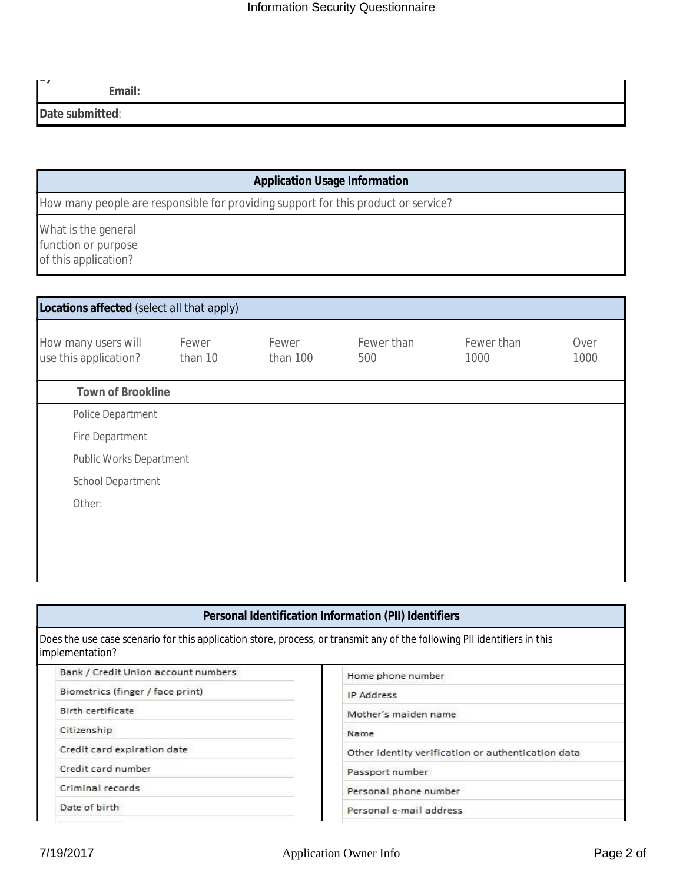| | |
|---|---|
| **Email:** | |
| **Date submitted**: | |

| **Application Usage Information** |
|---|
| How many people are responsible for providing support for this product or service? |
| What is the general function or purpose of this application? |

| **Locations affected** (select all that apply) | | | | | |
|---|---|---|---|---|---|
| How many users will use this application? | Fewer than 10 | Fewer than 100 | Fewer than 500 | Fewer than 1000 | Over 1000 |
| **Town of Brookline** | | | | | |
| Police Department | | | | | |
| Fire Department | | | | | |
| Public Works Department | | | | | |
| School Department | | | | | |
| Other: | | | | | |

| **Personal Identification Information (PII) Identifiers** | |
|---|---|
| Does the use case scenario for this application store, process, or transmit any of the following PII identifiers in this implementation? | |
| Bank / Credit Union account numbers | Home phone number |
| Biometrics (finger / face print) | IP Address |
| Birth certificate | Mother's maiden name |
| Citizenship | Name |
| Credit card expiration date | Other identity verification or authentication data |
| Credit card number | Passport number |
| Criminal records | Personal phone number |
| Date of birth | Personal e-mail address |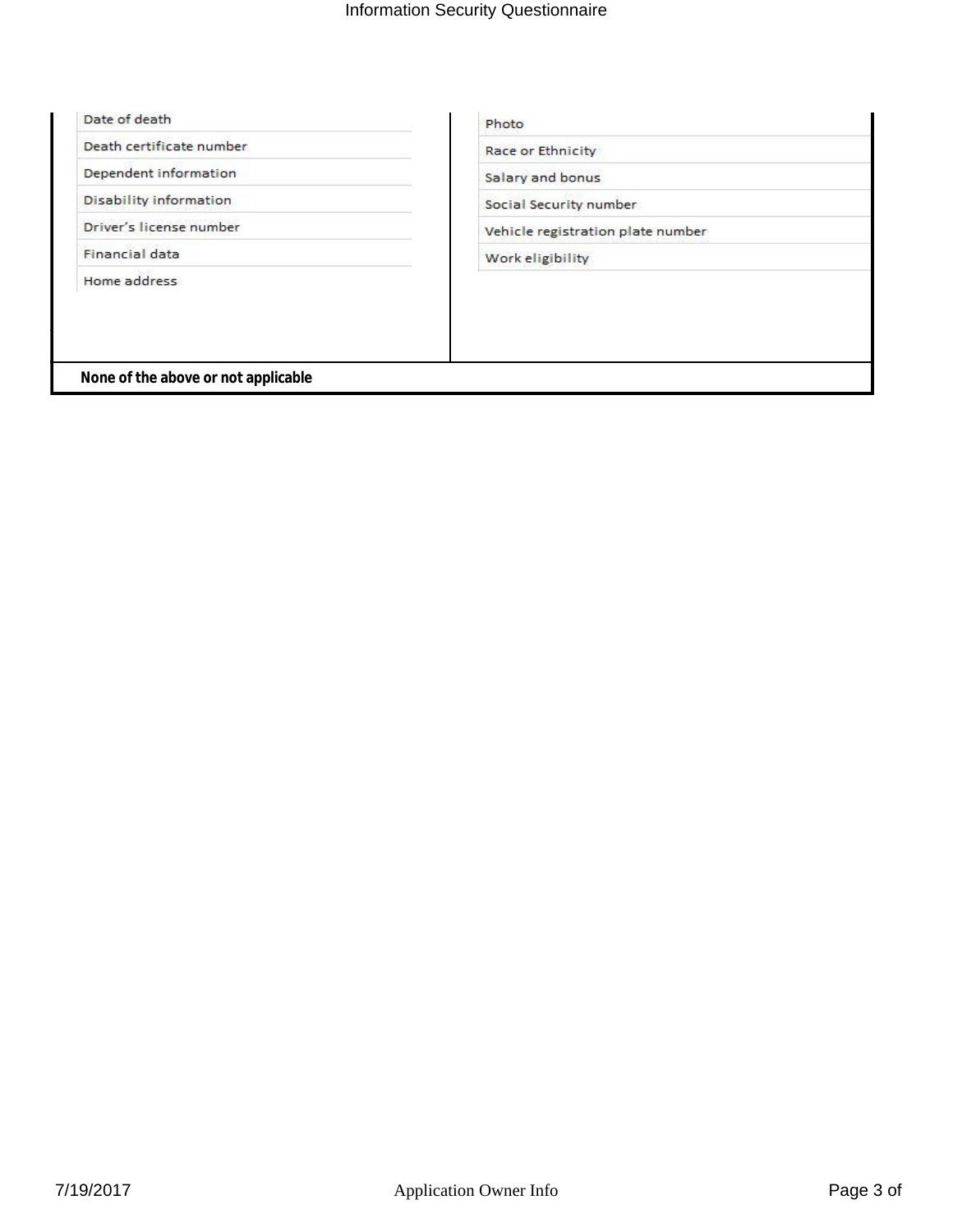| | |
|---|---|
| Date of death | Photo |
| Death certificate number | Race or Ethnicity |
| Dependent information | Salary and bonus |
| Disability information | Social Security number |
| Driver's license number | Vehicle registration plate number |
| Financial data | Work eligibility |
| Home address | |
| **None of the above or not applicable** | |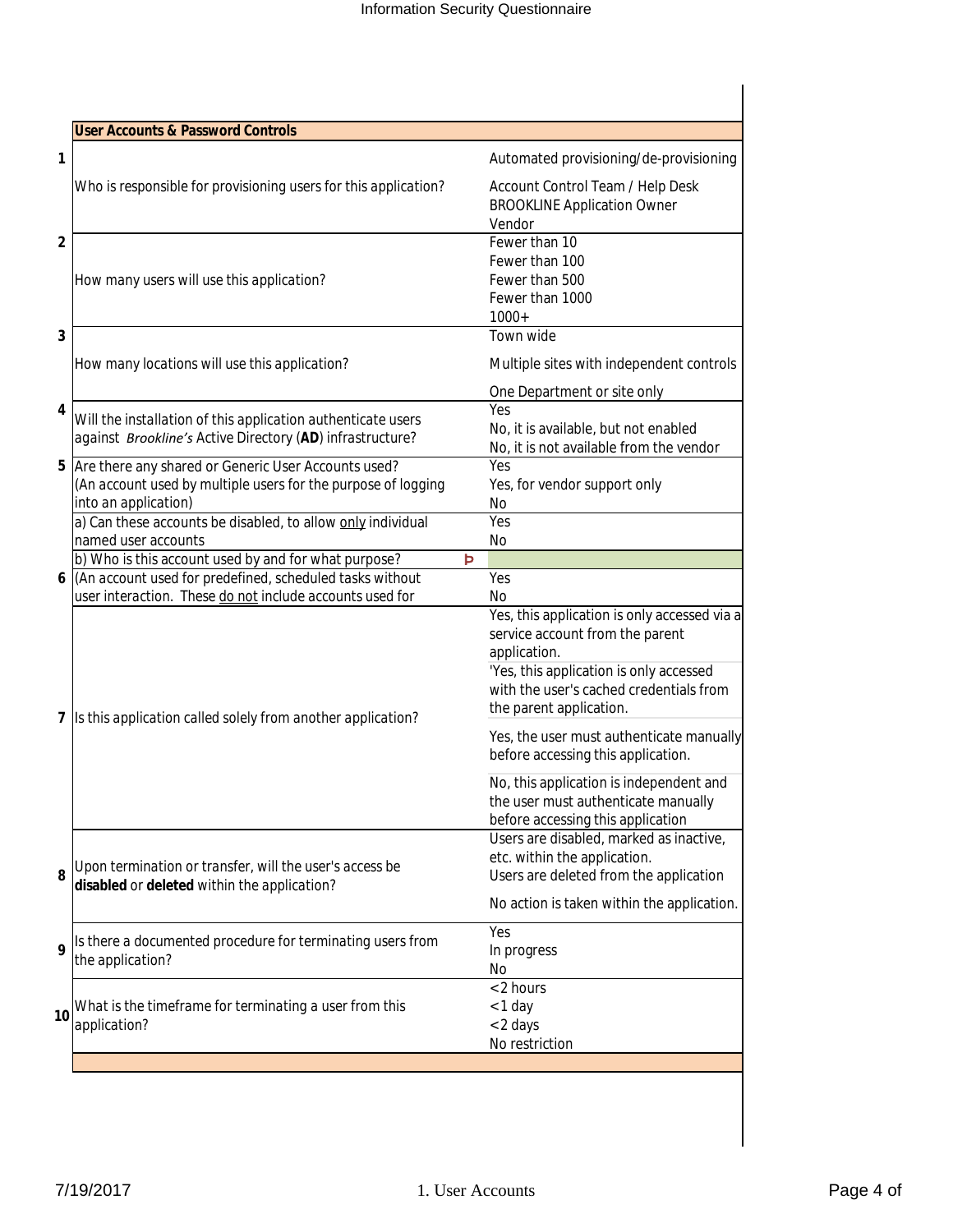**User Accounts & Password Controls**

| # | Question | Options |
|---|---|---|
| 1 | Who is responsible for provisioning users for this application? | Automated provisioning/de-provisioning<br>Account Control Team / Help Desk<br>BROOKLINE Application Owner<br>Vendor |
| 2 | How many users will use this application? | Fewer than 10<br>Fewer than 100<br>Fewer than 500<br>Fewer than 1000<br>1000+ |
| 3 | How many locations will use this application? | Town wide<br>Multiple sites with independent controls<br>One Department or site only |
| 4 | Will the installation of this application authenticate users against *Brookline's* Active Directory (**AD**) infrastructure? | Yes<br>No, it is available, but not enabled<br>No, it is not available from the vendor |
| 5 | Are there any shared or Generic User Accounts used? (An account used by multiple users for the purpose of logging into an application) | Yes<br>Yes, for vendor support only<br>No |
| | a) Can these accounts be disabled, to allow only individual named user accounts | Yes<br>No |
| | b) Who is this account used by and for what purpose? | |
| 6 | (An account used for predefined, scheduled tasks without user interaction. These do not include accounts used for | Yes<br>No |
| 7 | Is this application called solely from another application? | Yes, this application is only accessed via a service account from the parent application.<br>'Yes, this application is only accessed with the user's cached credentials from the parent application.<br>Yes, the user must authenticate manually before accessing this application.<br>No, this application is independent and the user must authenticate manually before accessing this application |
| 8 | Upon termination or transfer, will the user's access be **disabled** or **deleted** within the application? | Users are disabled, marked as inactive, etc. within the application.<br>Users are deleted from the application<br>No action is taken within the application. |
| 9 | Is there a documented procedure for terminating users from the application? | Yes<br>In progress<br>No |
| 10 | What is the timeframe for terminating a user from this application? | <2 hours<br><1 day<br><2 days<br>No restriction |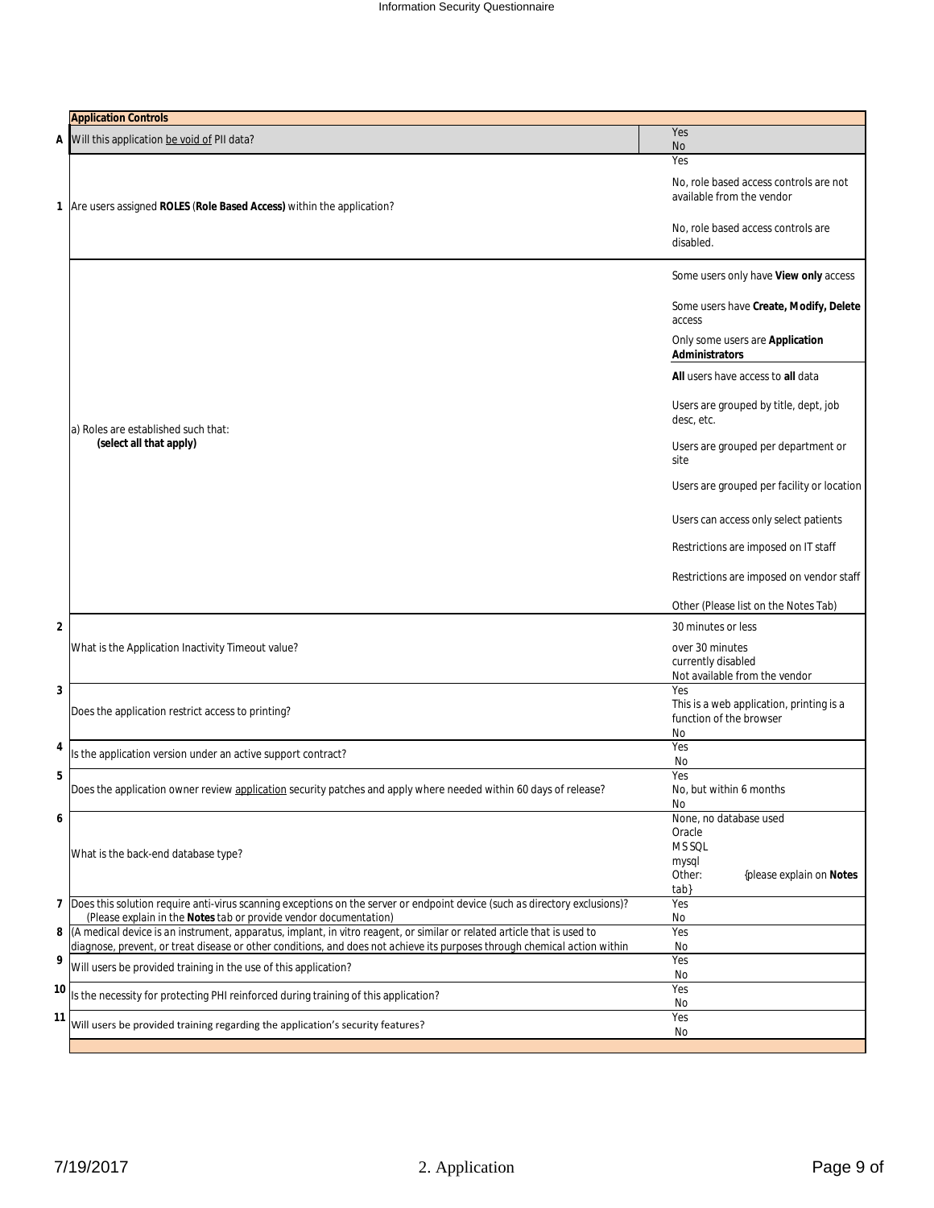## Application Controls

| # | Question | Options |
|---|---|---|
| A | Will this application be void of PII data? | Yes<br>No |
| 1 | Are users assigned **ROLES** (**Role Based Access)** within the application? | Yes<br>No, role based access controls are not available from the vendor<br>No, role based access controls are disabled. |
| | a) Roles are established such that: **(select all that apply)** | Some users only have **View only** access<br>Some users have **Create, Modify, Delete** access<br>Only some users are **Application Administrators**<br>**All** users have access to **all** data<br>Users are grouped by title, dept, job desc, etc.<br>Users are grouped per department or site<br>Users are grouped per facility or location<br>Users can access only select patients<br>Restrictions are imposed on IT staff<br>Restrictions are imposed on vendor staff<br>Other (Please list on the Notes Tab) |
| 2 | What is the Application Inactivity Timeout value? | 30 minutes or less<br>over 30 minutes<br>currently disabled<br>Not available from the vendor |
| 3 | Does the application restrict access to printing? | Yes<br>This is a web application, printing is a function of the browser<br>No |
| 4 | Is the application version under an active support contract? | Yes<br>No |
| 5 | Does the application owner review application security patches and apply where needed within 60 days of release? | Yes<br>No, but within 6 months<br>No |
| 6 | What is the back-end database type? | None, no database used<br>Oracle<br>MS SQL<br>mysql<br>Other: {please explain on **Notes** tab} |
| 7 | Does this solution require anti-virus scanning exceptions on the server or endpoint device (such as directory exclusions)? (Please explain in the **Notes** tab or provide vendor documentation) | Yes<br>No |
| 8 | (A medical device is an instrument, apparatus, implant, in vitro reagent, or similar or related article that is used to diagnose, prevent, or treat disease or other conditions, and does not achieve its purposes through chemical action within | Yes<br>No |
| 9 | Will users be provided training in the use of this application? | Yes<br>No |
| 10 | Is the necessity for protecting PHI reinforced during training of this application? | Yes<br>No |
| 11 | Will users be provided training regarding the application's security features? | Yes<br>No |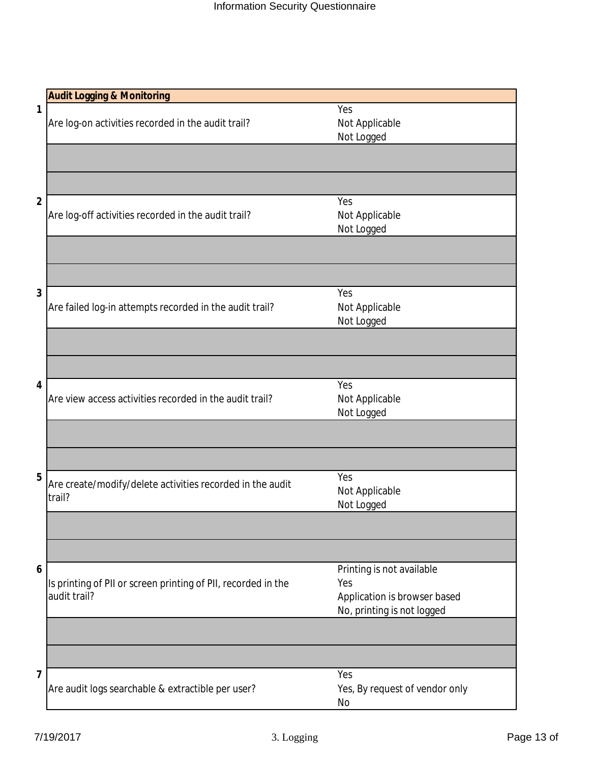| # | Audit Logging & Monitoring | |
|---|---|---|
| 1 | Are log-on activities recorded in the audit trail? | Yes<br>Not Applicable<br>Not Logged |
| | | |
| | | |
| 2 | Are log-off activities recorded in the audit trail? | Yes<br>Not Applicable<br>Not Logged |
| | | |
| | | |
| 3 | Are failed log-in attempts recorded in the audit trail? | Yes<br>Not Applicable<br>Not Logged |
| | | |
| | | |
| 4 | Are view access activities recorded in the audit trail? | Yes<br>Not Applicable<br>Not Logged |
| | | |
| | | |
| 5 | Are create/modify/delete activities recorded in the audit trail? | Yes<br>Not Applicable<br>Not Logged |
| | | |
| | | |
| 6 | Is printing of PII or screen printing of PII, recorded in the audit trail? | Printing is not available<br>Yes<br>Application is browser based<br>No, printing is not logged |
| | | |
| | | |
| 7 | Are audit logs searchable & extractible per user? | Yes<br>Yes, By request of vendor only<br>No |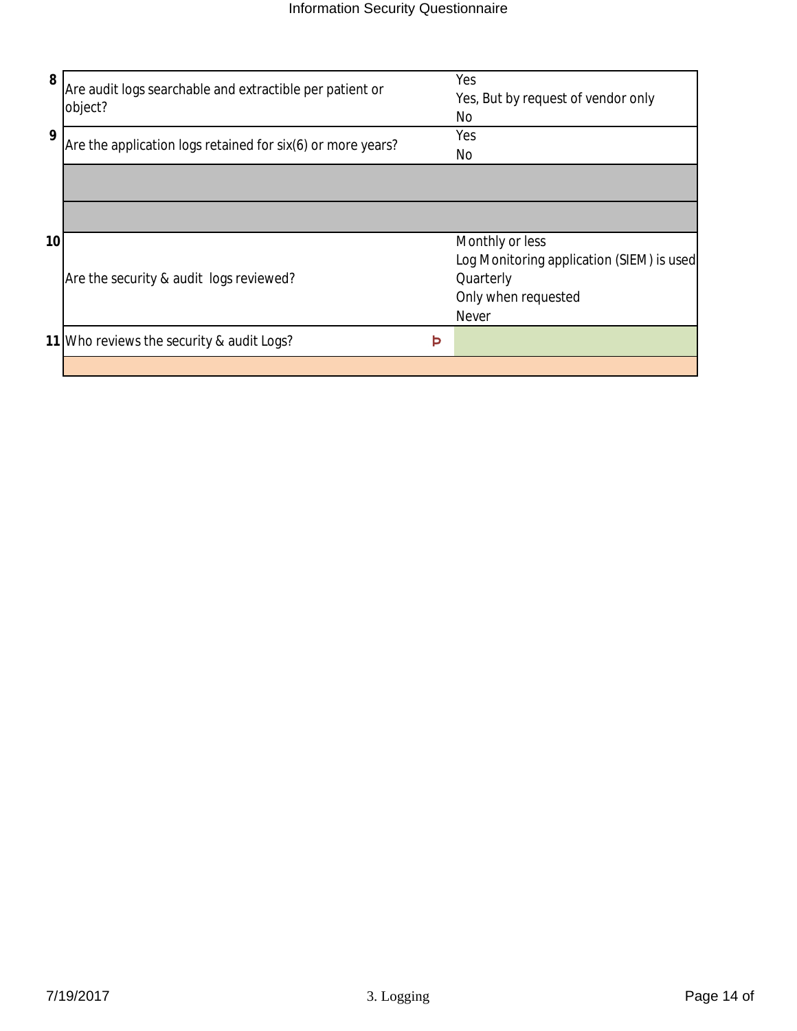| # | Question | | Options |
|---|---|---|---|
| 8 | Are audit logs searchable and extractible per patient or object? | | Yes<br>Yes, But by request of vendor only<br>No |
| 9 | Are the application logs retained for six(6) or more years? | | Yes<br>No |
| | | | |
| | | | |
| 10 | Are the security & audit logs reviewed? | | Monthly or less<br>Log Monitoring application (SIEM) is used<br>Quarterly<br>Only when requested<br>Never |
| 11 | Who reviews the security & audit Logs? | Þ | |
| | | | |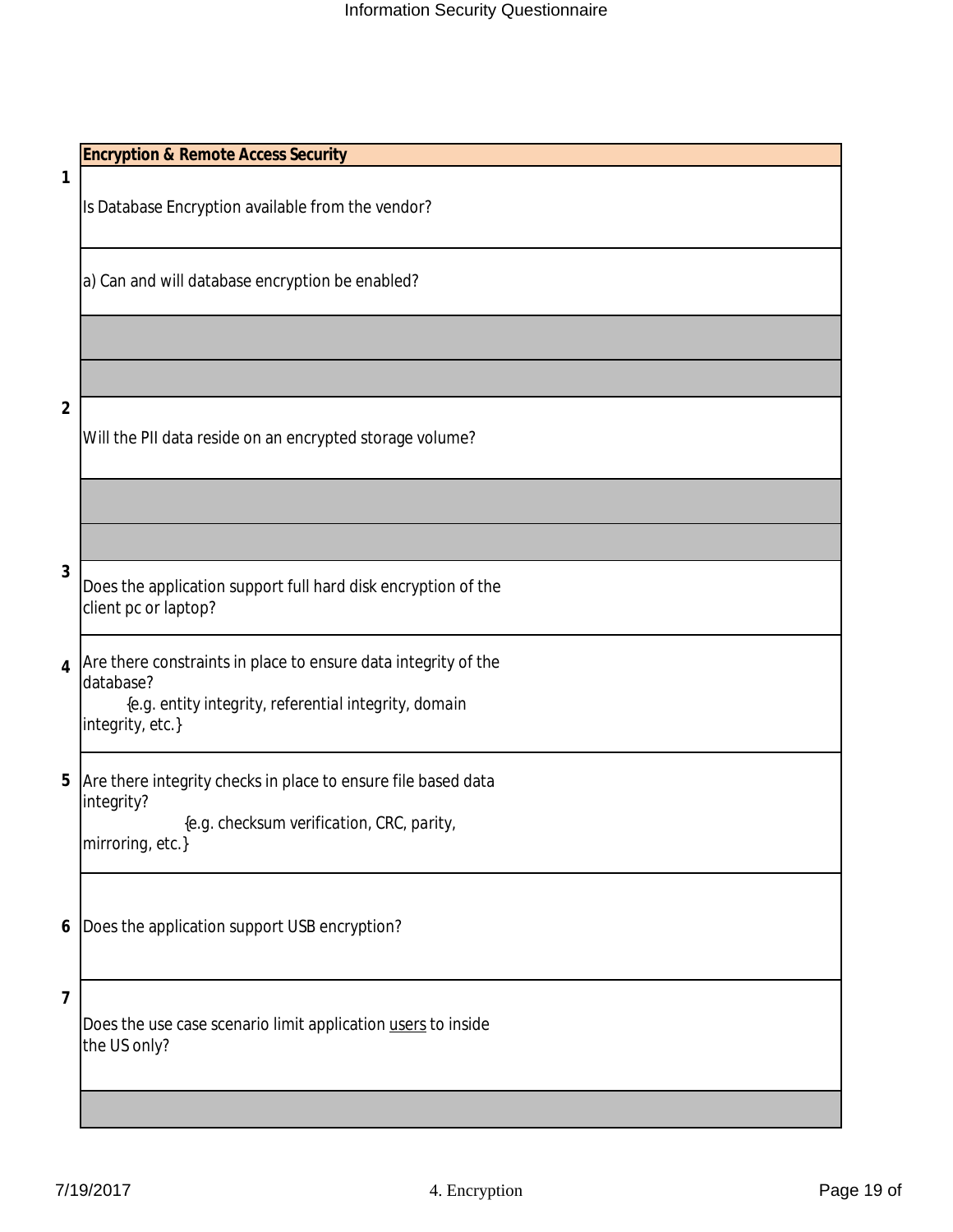| # | Encryption & Remote Access Security |
|---|---|
| 1 | Is Database Encryption available from the vendor? |
| | a) Can and will database encryption be enabled? |
| | |
| | |
| 2 | Will the PII data reside on an encrypted storage volume? |
| | |
| | |
| 3 | Does the application support full hard disk encryption of the client pc or laptop? |
| 4 | Are there constraints in place to ensure data integrity of the database? {e.g. entity integrity, referential integrity, domain integrity, etc.} |
| 5 | Are there integrity checks in place to ensure file based data integrity? {e.g. checksum verification, CRC, parity, mirroring, etc.} |
| 6 | Does the application support USB encryption? |
| 7 | Does the use case scenario limit application <u>users</u> to inside the US only? |
| | |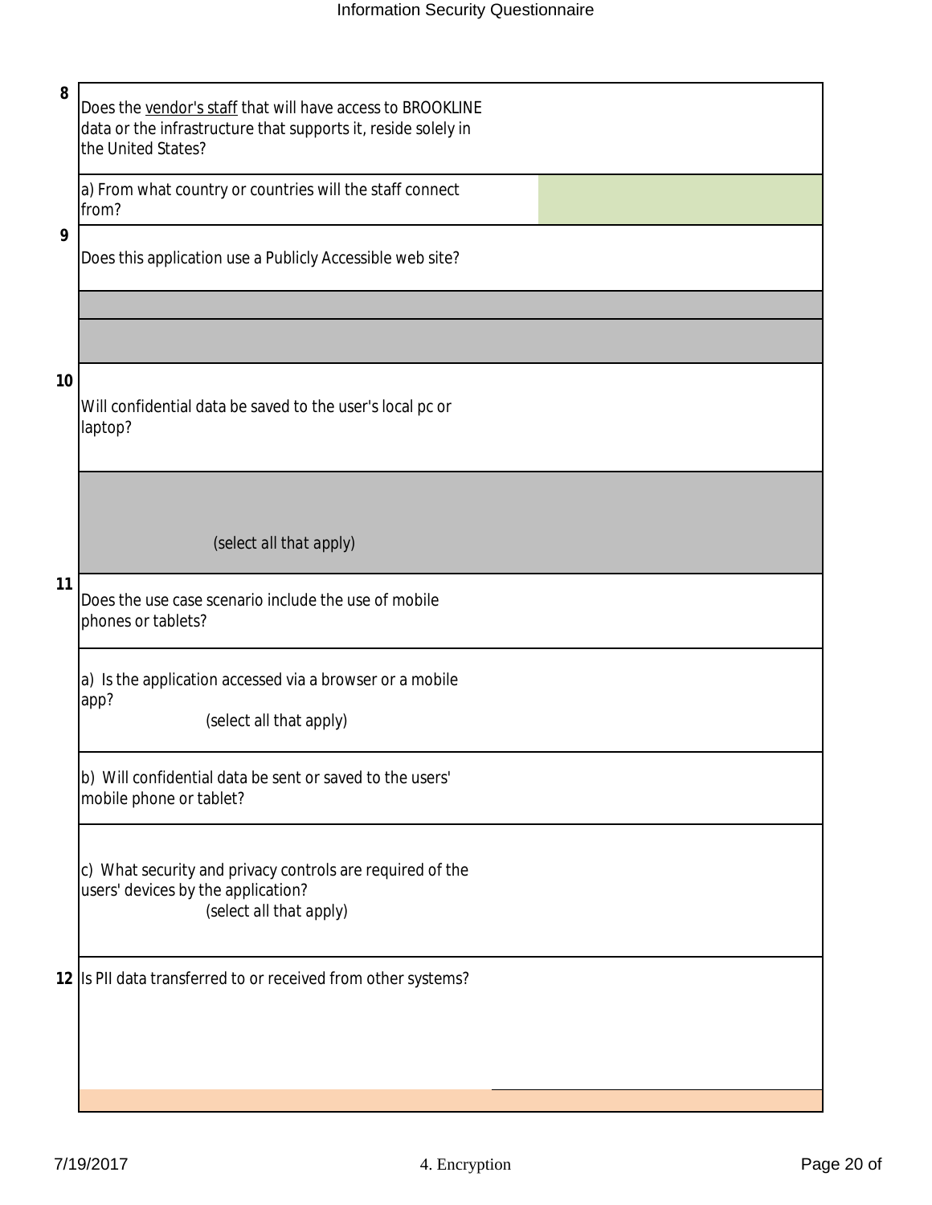| # | Question | Response |
|---|---|---|
| 8 | Does the vendor's staff that will have access to BROOKLINE data or the infrastructure that supports it, reside solely in the United States? | |
| | a) From what country or countries will the staff connect from? | |
| 9 | Does this application use a Publicly Accessible web site? | |
| | | |
| | | |
| 10 | Will confidential data be saved to the user's local pc or laptop? | |
| | *(select all that apply)* | |
| 11 | Does the use case scenario include the use of mobile phones or tablets? | |
| | a) Is the application accessed via a browser or a mobile app? *(select all that apply)* | |
| | b) Will confidential data be sent or saved to the users' mobile phone or tablet? | |
| | c) What security and privacy controls are required of the users' devices by the application? *(select all that apply)* | |
| 12 | Is PII data transferred to or received from other systems? | |
| | | |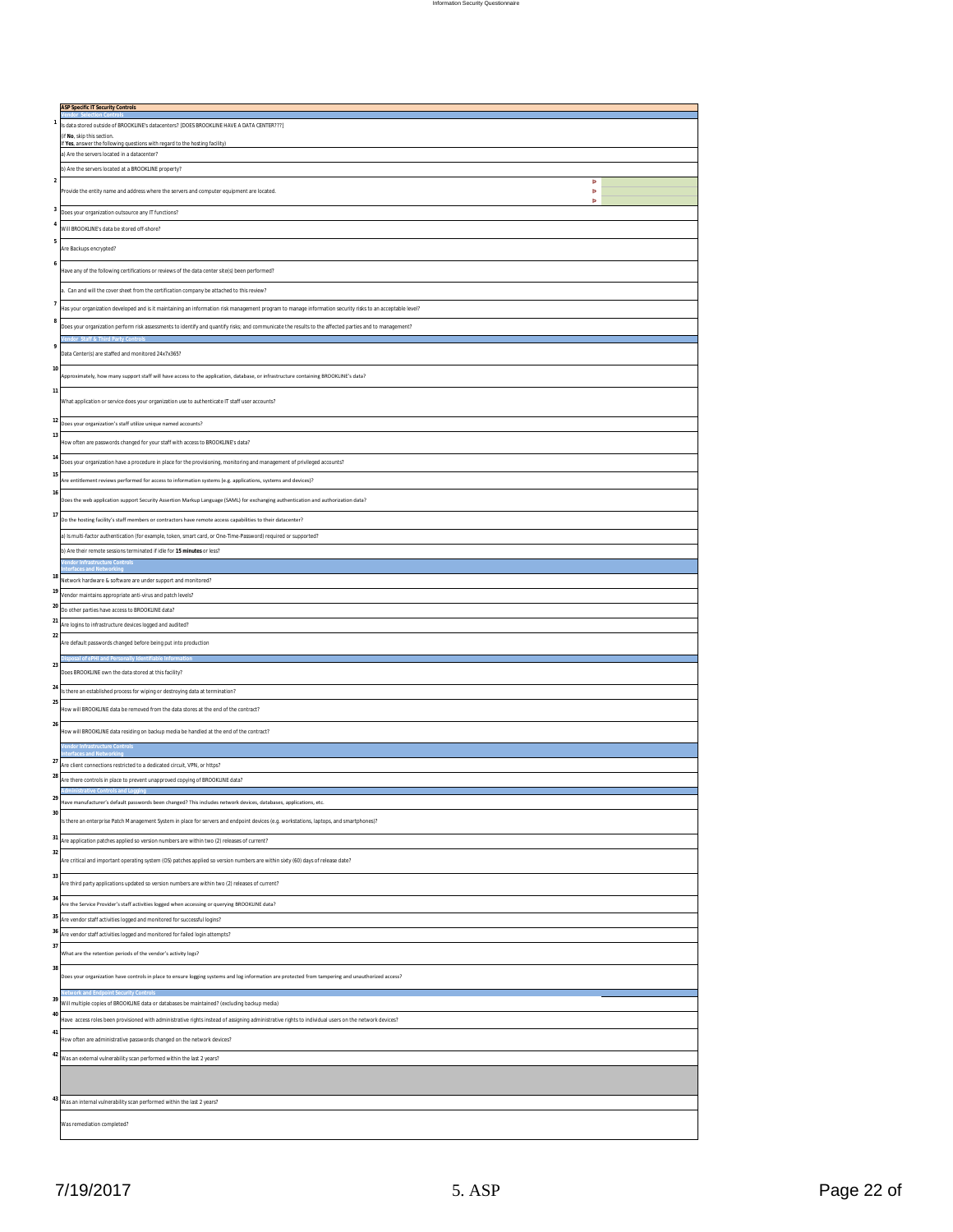| # | ASP Specific IT Security Controls | |
|---|---|---|
| | **Vendor Selection Controls** | |
| 1 | Is data stored outside of BROOKLINE's datacenters? [DOES BROOKLINE HAVE A DATA CENTER???]<br>(If **No**, skip this section.<br>If **Yes**, answer the following questions with regard to the hosting facility) | |
| | a) Are the servers located in a datacenter? | |
| | b) Are the servers located at a BROOKLINE property? | |
| 2 | Provide the entity name and address where the servers and computer equipment are located. | |
| 3 | Does your organization outsource any IT functions? | |
| 4 | Will BROOKLINE's data be stored off-shore? | |
| 5 | Are Backups encrypted? | |
| 6 | Have any of the following certifications or reviews of the data center site(s) been performed? | |
| | a. Can and will the cover sheet from the certification company be attached to this review? | |
| 7 | Has your organization developed and is it maintaining an information risk management program to manage information security risks to an acceptable level? | |
| 8 | Does your organization perform risk assessments to identify and quantify risks; and communicate the results to the affected parties and to management? | |
| | **Vendor Staff & Third Party Controls** | |
| 9 | Data Center(s) are staffed and monitored 24x7x365? | |
| 10 | Approximately, how many support staff will have access to the application, database, or infrastructure containing BROOKLINE's data? | |
| 11 | What application or service does your organization use to authenticate IT staff user accounts? | |
| 12 | Does your organization's staff utilize unique named accounts? | |
| 13 | How often are passwords changed for your staff with access to BROOKLINE's data? | |
| 14 | Does your organization have a procedure in place for the provisioning, monitoring and management of privileged accounts? | |
| 15 | Are entitlement reviews performed for access to information systems (e.g. applications, systems and devices)? | |
| 16 | Does the web application support Security Assertion Markup Language (SAML) for exchanging authentication and authorization data? | |
| 17 | Do the hosting facility's staff members or contractors have remote access capabilities to their datacenter? | |
| | a) Is multi-factor authentication (for example, token, smart card, or One-Time-Password) required or supported? | |
| | b) Are their remote sessions terminated if idle for **15 minutes** or less? | |
| | **Vendor Infrastructure Controls<br>Interfaces and Networking** | |
| 18 | Network hardware & software are under support and monitored? | |
| 19 | Vendor maintains appropriate anti-virus and patch levels? | |
| 20 | Do other parties have access to BROOKLINE data? | |
| 21 | Are logins to infrastructure devices logged and audited? | |
| 22 | Are default passwords changed before being put into production | |
| | **Disposal of ePHI and Personally Identifiable Information** | |
| 23 | Does BROOKLINE own the data stored at this facility? | |
| 24 | Is there an established process for wiping or destroying data at termination? | |
| 25 | How will BROOKLINE data be removed from the data stores at the end of the contract? | |
| 26 | How will BROOKLINE data residing on backup media be handled at the end of the contract? | |
| | **Vendor Infrastructure Controls<br>Interfaces and Networking** | |
| 27 | Are client connections restricted to a dedicated circuit, VPN, or https? | |
| 28 | Are there controls in place to prevent unapproved copying of BROOKLINE data? | |
| | **Administrative Controls and Logging** | |
| 29 | Have manufacturer's default passwords been changed? This includes network devices, databases, applications, etc. | |
| 30 | Is there an enterprise Patch Management System in place for servers and endpoint devices (e.g. workstations, laptops, and smartphones)? | |
| 31 | Are application patches applied so version numbers are within two (2) releases of current? | |
| 32 | Are critical and important operating system (OS) patches applied so version numbers are within sixty (60) days of release date? | |
| 33 | Are third party applications updated so version numbers are within two (2) releases of current? | |
| 34 | Are the Service Provider's staff activities logged when accessing or querying BROOKLINE data? | |
| 35 | Are vendor staff activities logged and monitored for successful logins? | |
| 36 | Are vendor staff activities logged and monitored for failed login attempts? | |
| 37 | What are the retention periods of the vendor's activity logs? | |
| 38 | Does your organization have controls in place to ensure logging systems and log information are protected from tampering and unauthorized access? | |
| | **Network and Endpoint Security Controls** | |
| 39 | Will multiple copies of BROOKLINE data or databases be maintained? (excluding backup media) | |
| 40 | Have access roles been provisioned with administrative rights instead of assigning administrative rights to individual users on the network devices? | |
| 41 | How often are administrative passwords changed on the network devices? | |
| 42 | Was an external vulnerability scan performed within the last 2 years? | |
| | | |
| 43 | Was an internal vulnerability scan performed within the last 2 years? | |
| | Was remediation completed? | |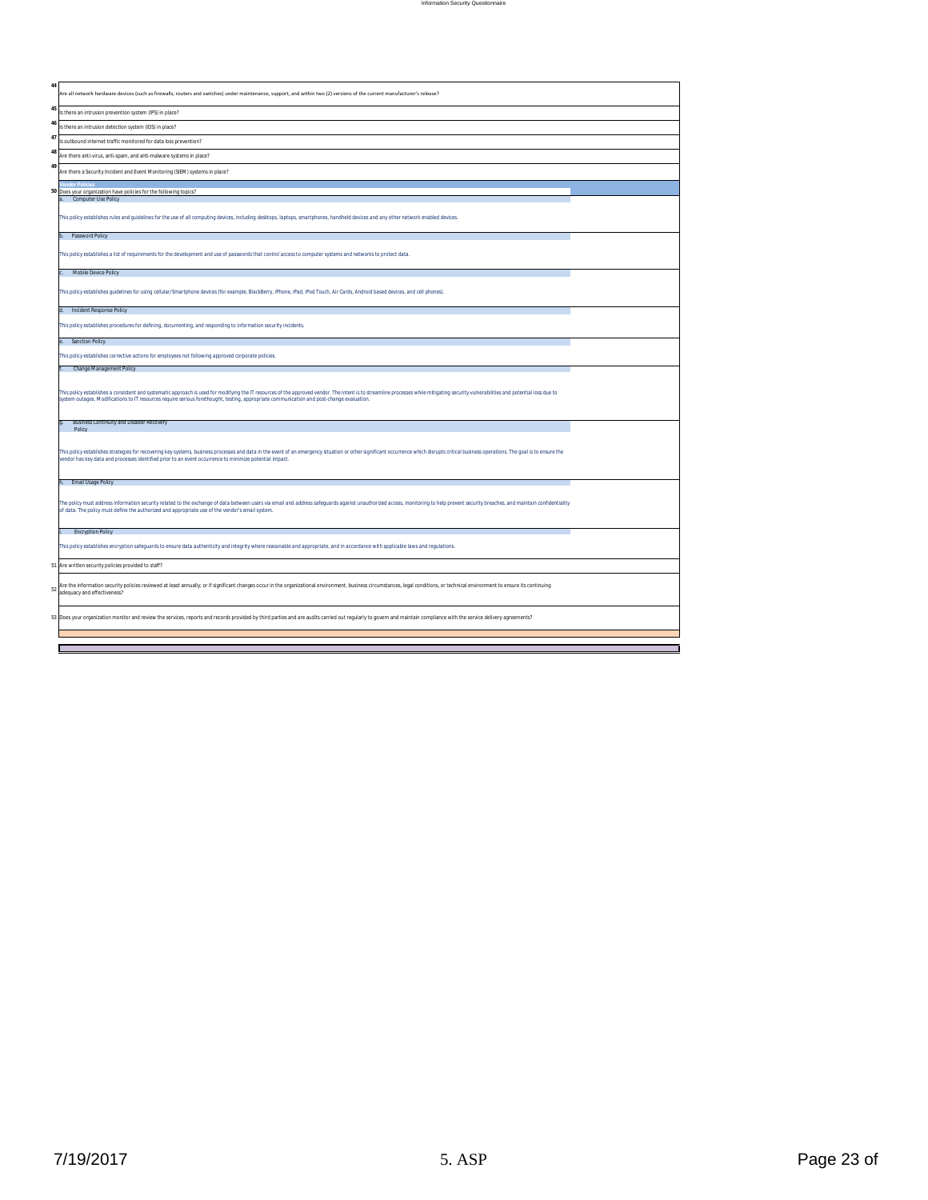| # | Question | Response |
|---|---|---|
| 44 | Are all network hardware devices (such as firewalls, routers and switches) under maintenance, support, and within two (2) versions of the current manufacturer's release? | |
| 45 | Is there an intrusion prevention system (IPS) in place? | |
| 46 | Is there an intrusion detection system (IDS) in place? | |
| 47 | Is outbound internet traffic monitored for data loss prevention? | |
| 48 | Are there anti-virus, anti-spam, and anti-malware systems in place? | |
| 49 | Are there a Security Incident and Event Monitoring (SIEM) systems in place? | |

**Vendor Policies**

| # | Question | Response |
|---|---|---|
| 50 | Does your organization have policies for the following topics? | |
| | a. Computer Use Policy | |
| | This policy establishes rules and guidelines for the use of all computing devices, including desktops, laptops, smartphones, handheld devices and any other network enabled devices. | |
| | b. Password Policy | |
| | This policy establishes a list of requirements for the development and use of passwords that control access to computer systems and networks to protect data. | |
| | c. Mobile Device Policy | |
| | This policy establishes guidelines for using cellular/Smartphone devices (for example, BlackBerry, iPhone, iPad, iPod Touch, Air Cards, Android based devices, and cell phones). | |
| | d. Incident Response Policy | |
| | This policy establishes procedures for defining, documenting, and responding to information security incidents. | |
| | e. Sanction Policy | |
| | This policy establishes corrective actions for employees not following approved corporate policies. | |
| | f. Change Management Policy | |
| | This policy establishes a consistent and systematic approach is used for modifying the IT resources of the approved vendor. The intent is to streamline processes while mitigating security vulnerabilities and potential loss due to system outages. Modifications to IT resources require serious forethought, testing, appropriate communication and post-change evaluation. | |
| | g. Business Continuity and Disaster Recovery Policy | |
| | This policy establishes strategies for recovering key systems, business processes and data in the event of an emergency situation or other significant occurrence which disrupts critical business operations. The goal is to ensure the vendor has key data and processes identified prior to an event occurrence to minimize potential impact. | |
| | h. Email Usage Policy | |
| | The policy must address information security related to the exchange of data between users via email and address safeguards against unauthorized access, monitoring to help prevent security breaches, and maintain confidentiality of data. The policy must define the authorized and appropriate use of the vendor's email system. | |
| | i. Encryption Policy | |
| | This policy establishes encryption safeguards to ensure data authenticity and integrity where reasonable and appropriate, and in accordance with applicable laws and regulations. | |
| 51 | Are written security policies provided to staff? | |
| 52 | Are the information security policies reviewed at least annually; or if significant changes occur in the organizational environment, business circumstances, legal conditions, or technical environment to ensure its continuing adequacy and effectiveness? | |
| 53 | Does your organization monitor and review the services, reports and records provided by third parties and are audits carried out regularly to govern and maintain compliance with the service delivery agreements? | |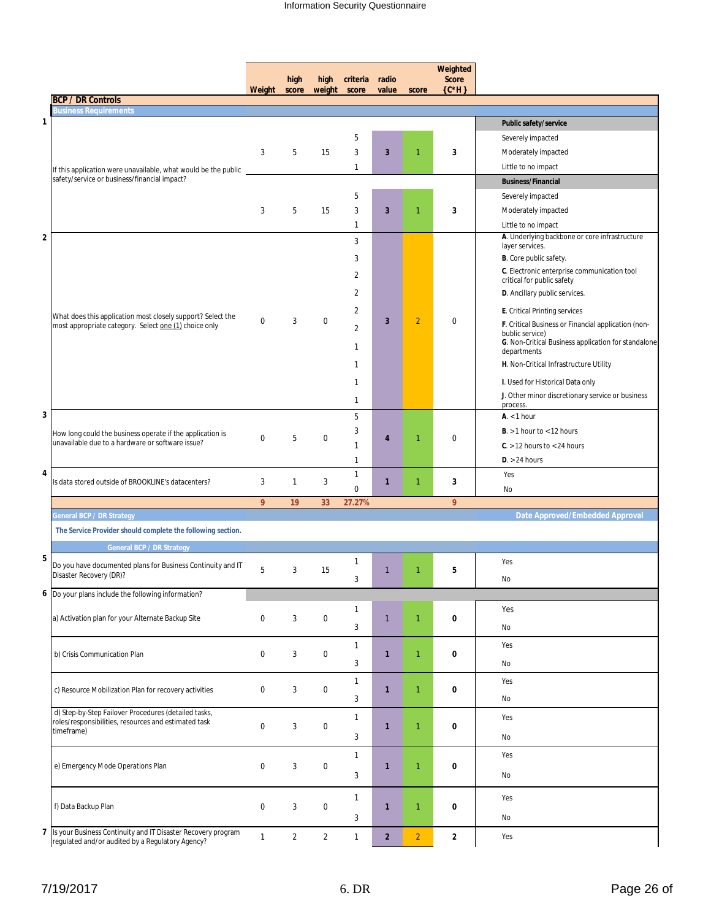| # | BCP / DR Controls | Weight | high score | high weight | criteria score | radio value | score | Weighted Score {C*H} | |
|---|---|---|---|---|---|---|---|---|---|
| | **Business Requirements** | | | | | | | | |
| 1 | If this application were unavailable, what would be the public safety/service or business/financial impact? | | | | | | | | **Public safety/service** |
| | | 3 | 5 | 15 | 5 | 3 | 1 | 3 | Severely impacted |
| | | | | | 3 | | | | Moderately impacted |
| | | | | | 1 | | | | Little to no impact |
| | | | | | | | | | **Business/Financial** |
| | | 3 | 5 | 15 | 5 | 3 | 1 | 3 | Severely impacted |
| | | | | | 3 | | | | Moderately impacted |
| | | | | | 1 | | | | Little to no impact |
| 2 | What does this application most closely support? Select the most appropriate category. Select one (1) choice only | 0 | 3 | 0 | 3 | 3 | 2 | 0 | **A**. Underlying backbone or core infrastructure layer services. |
| | | | | | 3 | | | | **B**. Core public safety. |
| | | | | | 2 | | | | **C**. Electronic enterprise communication tool critical for public safety |
| | | | | | 2 | | | | **D**. Ancillary public services. |
| | | | | | 2 | | | | **E**. Critical Printing services |
| | | | | | 2 | | | | **F**. Critical Business or Financial application (non-bublic service) |
| | | | | | 1 | | | | **G**. Non-Critical Business application for standalone departments |
| | | | | | 1 | | | | **H**. Non-Critical Infrastructure Utility |
| | | | | | 1 | | | | **I**. Used for Historical Data only |
| | | | | | 1 | | | | **J**. Other minor discretionary service or business process. |
| 3 | How long could the business operate if the application is unavailable due to a hardware or software issue? | 0 | 5 | 0 | 5 | 4 | 1 | 0 | **A**. <1 hour |
| | | | | | 3 | | | | **B**. >1 hour to <12 hours |
| | | | | | 1 | | | | **C**. >12 hours to <24 hours |
| | | | | | 1 | | | | **D**. >24 hours |
| 4 | Is data stored outside of BROOKLINE's datacenters? | 3 | 1 | 3 | 1 | 1 | 1 | 3 | Yes |
| | | | | | 0 | | | | No |
| | | 9 | 19 | 33 | 27.27% | | | 9 | |
| | **General BCP / DR Strategy** | | | | | | | | **Date Approved/Embedded Approval** |
| | **The Service Provider should complete the following section.** | | | | | | | | |
| | **General BCP / DR Strategy** | | | | | | | | |
| 5 | Do you have documented plans for Business Continuity and IT Disaster Recovery (DR)? | 5 | 3 | 15 | 1 | 1 | 1 | 5 | Yes |
| | | | | | 3 | | | | No |
| 6 | Do your plans include the following information? | | | | | | | | |
| | a) Activation plan for your Alternate Backup Site | 0 | 3 | 0 | 1 | 1 | 1 | 0 | Yes |
| | | | | | 3 | | | | No |
| | b) Crisis Communication Plan | 0 | 3 | 0 | 1 | 1 | 1 | 0 | Yes |
| | | | | | 3 | | | | No |
| | c) Resource Mobilization Plan for recovery activities | 0 | 3 | 0 | 1 | 1 | 1 | 0 | Yes |
| | | | | | 3 | | | | No |
| | d) Step-by-Step Failover Procedures (detailed tasks, roles/responsibilities, resources and estimated task timeframe) | 0 | 3 | 0 | 1 | 1 | 1 | 0 | Yes |
| | | | | | 3 | | | | No |
| | e) Emergency Mode Operations Plan | 0 | 3 | 0 | 1 | 1 | 1 | 0 | Yes |
| | | | | | 3 | | | | No |
| | f) Data Backup Plan | 0 | 3 | 0 | 1 | 1 | 1 | 0 | Yes |
| | | | | | 3 | | | | No |
| 7 | Is your Business Continuity and IT Disaster Recovery program regulated and/or audited by a Regulatory Agency? | 1 | 2 | 2 | 1 | 2 | 2 | 2 | Yes |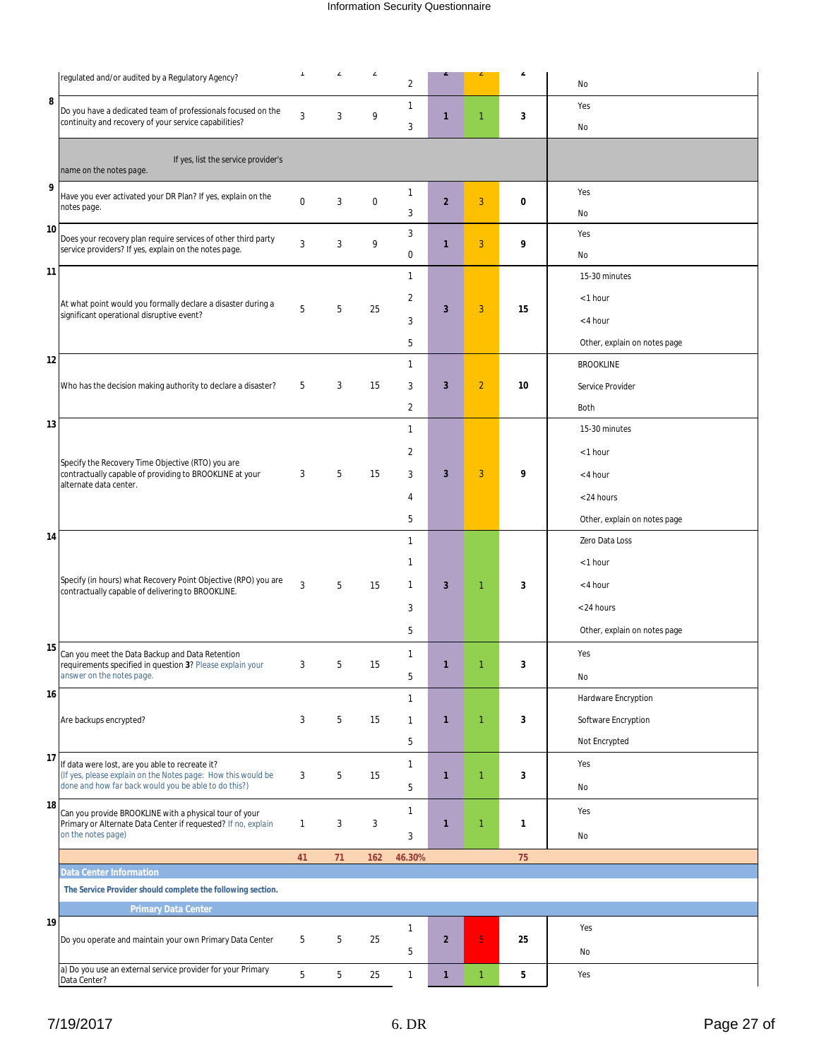| # | Question | | | | Score | | | | Response |
|---|---|---|---|---|---|---|---|---|---|
| | regulated and/or audited by a Regulatory Agency? | 1 | 2 | 2 | 2 | 2 | 2 | 2 | No |
| 8 | Do you have a dedicated team of professionals focused on the continuity and recovery of your service capabilities? | 3 | 3 | 9 | 1 | 1 | 1 | 3 | Yes |
| | | | | | 3 | | | | No |
| | If yes, list the service provider's name on the notes page. | | | | | | | | |
| 9 | Have you ever activated your DR Plan? If yes, explain on the notes page. | 0 | 3 | 0 | 1 | 2 | 3 | 0 | Yes |
| | | | | | 3 | | | | No |
| 10 | Does your recovery plan require services of other third party service providers? If yes, explain on the notes page. | 3 | 3 | 9 | 3 | 1 | 3 | 9 | Yes |
| | | | | | 0 | | | | No |
| 11 | At what point would you formally declare a disaster during a significant operational disruptive event? | 5 | 5 | 25 | 1 | 3 | 3 | 15 | 15-30 minutes |
| | | | | | 2 | | | | <1 hour |
| | | | | | 3 | | | | <4 hour |
| | | | | | 5 | | | | Other, explain on notes page |
| 12 | Who has the decision making authority to declare a disaster? | 5 | 3 | 15 | 1 | 3 | 2 | 10 | BROOKLINE |
| | | | | | 3 | | | | Service Provider |
| | | | | | 2 | | | | Both |
| 13 | Specify the Recovery Time Objective (RTO) you are contractually capable of providing to BROOKLINE at your alternate data center. | 3 | 5 | 15 | 1 | 3 | 3 | 9 | 15-30 minutes |
| | | | | | 2 | | | | <1 hour |
| | | | | | 3 | | | | <4 hour |
| | | | | | 4 | | | | <24 hours |
| | | | | | 5 | | | | Other, explain on notes page |
| 14 | Specify (in hours) what Recovery Point Objective (RPO) you are contractually capable of delivering to BROOKLINE. | 3 | 5 | 15 | 1 | 3 | 1 | 3 | Zero Data Loss |
| | | | | | 1 | | | | <1 hour |
| | | | | | 1 | | | | <4 hour |
| | | | | | 3 | | | | <24 hours |
| | | | | | 5 | | | | Other, explain on notes page |
| 15 | Can you meet the Data Backup and Data Retention requirements specified in question **3**? Please explain your answer on the notes page. | 3 | 5 | 15 | 1 | 1 | 1 | 3 | Yes |
| | | | | | 5 | | | | No |
| 16 | Are backups encrypted? | 3 | 5 | 15 | 1 | 1 | 1 | 3 | Hardware Encryption |
| | | | | | 1 | | | | Software Encryption |
| | | | | | 5 | | | | Not Encrypted |
| 17 | If data were lost, are you able to recreate it? (If yes, please explain on the Notes page: How this would be done and how far back would you be able to do this?) | 3 | 5 | 15 | 1 | 1 | 1 | 3 | Yes |
| | | | | | 5 | | | | No |
| 18 | Can you provide BROOKLINE with a physical tour of your Primary or Alternate Data Center if requested? If no, explain on the notes page) | 1 | 3 | 3 | 1 | 1 | 1 | 1 | Yes |
| | | | | | 3 | | | | No |
| | | 41 | 71 | 162 | 46.30% | | | 75 | |

**Data Center Information**

**The Service Provider should complete the following section.**

**Primary Data Center**

| # | Question | | | | Score | | | | Response |
|---|---|---|---|---|---|---|---|---|---|
| 19 | Do you operate and maintain your own Primary Data Center | 5 | 5 | 25 | 1 | 2 | 5 | 25 | Yes |
| | | | | | 5 | | | | No |
| | a) Do you use an external service provider for your Primary Data Center? | 5 | 5 | 25 | 1 | 1 | 1 | 5 | Yes |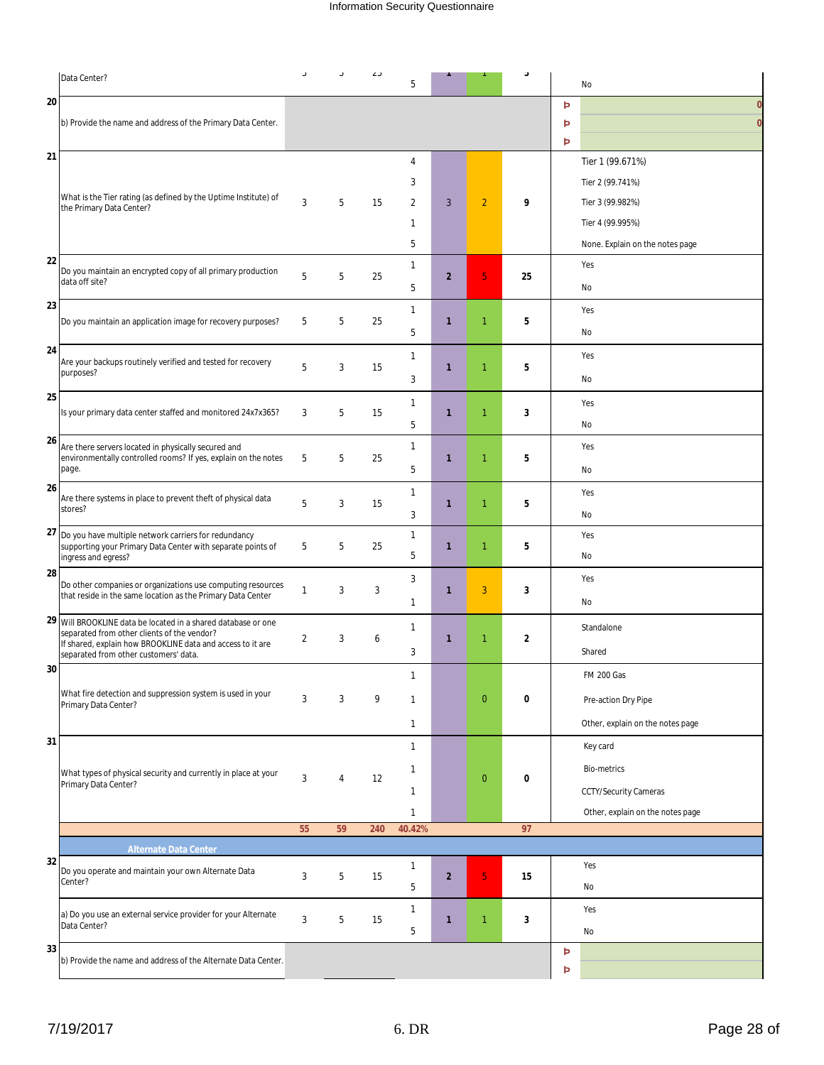| # | Question | | | | | | | | | Answer |
|---|---|---|---|---|---|---|---|---|---|---|
| | Data Center? | 5 | 5 | 25 | 5 | 1 | 1 | 5 | | No |
| 20 | b) Provide the name and address of the Primary Data Center. | | | | | | | | Þ | 0 |
| | | | | | | | | | Þ | 0 |
| | | | | | | | | | Þ | |
| 21 | What is the Tier rating (as defined by the Uptime Institute) of the Primary Data Center? | 3 | 5 | 15 | 4 | 3 | 2 | 9 | | Tier 1 (99.671%) |
| | | | | | 3 | | | | | Tier 2 (99.741%) |
| | | | | | 2 | | | | | Tier 3 (99.982%) |
| | | | | | 1 | | | | | Tier 4 (99.995%) |
| | | | | | 5 | | | | | None. Explain on the notes page |
| 22 | Do you maintain an encrypted copy of all primary production data off site? | 5 | 5 | 25 | 1 | 2 | 5 | 25 | | Yes |
| | | | | | 5 | | | | | No |
| 23 | Do you maintain an application image for recovery purposes? | 5 | 5 | 25 | 1 | 1 | 1 | 5 | | Yes |
| | | | | | 5 | | | | | No |
| 24 | Are your backups routinely verified and tested for recovery purposes? | 5 | 3 | 15 | 1 | 1 | 1 | 5 | | Yes |
| | | | | | 3 | | | | | No |
| 25 | Is your primary data center staffed and monitored 24x7x365? | 3 | 5 | 15 | 1 | 1 | 1 | 3 | | Yes |
| | | | | | 5 | | | | | No |
| 26 | Are there servers located in physically secured and environmentally controlled rooms? If yes, explain on the notes page. | 5 | 5 | 25 | 1 | 1 | 1 | 5 | | Yes |
| | | | | | 5 | | | | | No |
| 26 | Are there systems in place to prevent theft of physical data stores? | 5 | 3 | 15 | 1 | 1 | 1 | 5 | | Yes |
| | | | | | 3 | | | | | No |
| 27 | Do you have multiple network carriers for redundancy supporting your Primary Data Center with separate points of ingress and egress? | 5 | 5 | 25 | 1 | 1 | 1 | 5 | | Yes |
| | | | | | 5 | | | | | No |
| 28 | Do other companies or organizations use computing resources that reside in the same location as the Primary Data Center | 1 | 3 | 3 | 3 | 1 | 3 | 3 | | Yes |
| | | | | | 1 | | | | | No |
| 29 | Will BROOKLINE data be located in a shared database or one separated from other clients of the vendor? If shared, explain how BROOKLINE data and access to it are separated from other customers' data. | 2 | 3 | 6 | 1 | 1 | 1 | 2 | | Standalone |
| | | | | | 3 | | | | | Shared |
| 30 | What fire detection and suppression system is used in your Primary Data Center? | 3 | 3 | 9 | 1 | | 0 | 0 | | FM 200 Gas |
| | | | | | 1 | | | | | Pre-action Dry Pipe |
| | | | | | 1 | | | | | Other, explain on the notes page |
| 31 | What types of physical security and currently in place at your Primary Data Center? | 3 | 4 | 12 | 1 | | 0 | 0 | | Key card |
| | | | | | 1 | | | | | Bio-metrics |
| | | | | | 1 | | | | | CCTY/Security Cameras |
| | | | | | 1 | | | | | Other, explain on the notes page |
| | | 55 | 59 | 240 | 40.42% | | | 97 | | |
| | **Alternate Data Center** | | | | | | | | | |
| 32 | Do you operate and maintain your own Alternate Data Center? | 3 | 5 | 15 | 1 | 2 | 5 | 15 | | Yes |
| | | | | | 5 | | | | | No |
| | a) Do you use an external service provider for your Alternate Data Center? | 3 | 5 | 15 | 1 | 1 | 1 | 3 | | Yes |
| | | | | | 5 | | | | | No |
| 33 | b) Provide the name and address of the Alternate Data Center. | | | | | | | | Þ | |
| | | | | | | | | | Þ | |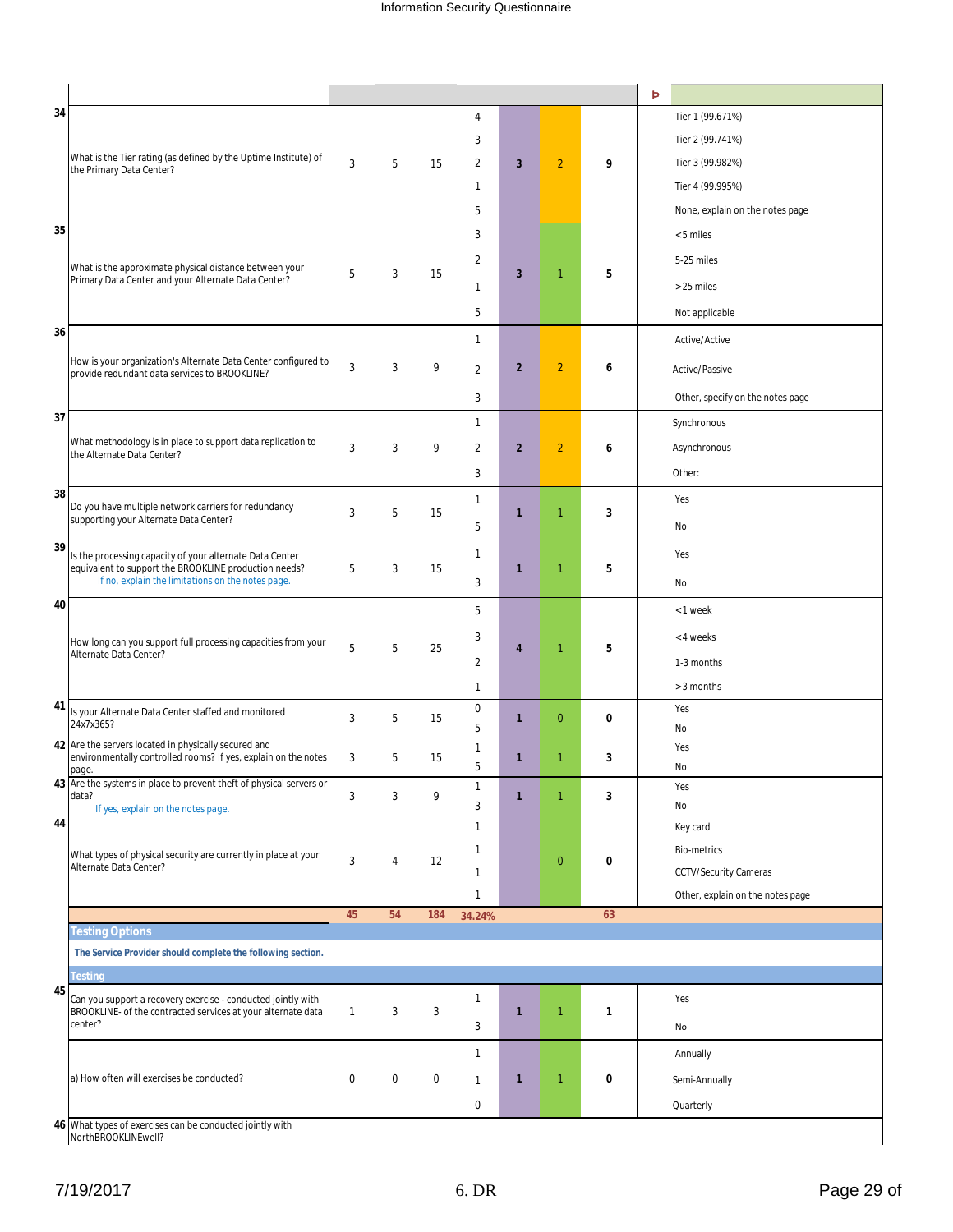| # | Question | | | | | | | | | Options |
|---|---|---|---|---|---|---|---|---|---|---|
| 34 | What is the Tier rating (as defined by the Uptime Institute) of the Primary Data Center? | 3 | 5 | 15 | 4 | 3 | 2 | 9 | | Tier 1 (99.671%) |
| | | | | | 3 | | | | | Tier 2 (99.741%) |
| | | | | | 2 | | | | | Tier 3 (99.982%) |
| | | | | | 1 | | | | | Tier 4 (99.995%) |
| | | | | | 5 | | | | | None, explain on the notes page |
| 35 | What is the approximate physical distance between your Primary Data Center and your Alternate Data Center? | 5 | 3 | 15 | 3 | 3 | 1 | 5 | | <5 miles |
| | | | | | 2 | | | | | 5-25 miles |
| | | | | | 1 | | | | | >25 miles |
| | | | | | 5 | | | | | Not applicable |
| 36 | How is your organization's Alternate Data Center configured to provide redundant data services to BROOKLINE? | 3 | 3 | 9 | 1 | 2 | 2 | 6 | | Active/Active |
| | | | | | 2 | | | | | Active/Passive |
| | | | | | 3 | | | | | Other, specify on the notes page |
| 37 | What methodology is in place to support data replication to the Alternate Data Center? | 3 | 3 | 9 | 1 | 2 | 2 | 6 | | Synchronous |
| | | | | | 2 | | | | | Asynchronous |
| | | | | | 3 | | | | | Other: |
| 38 | Do you have multiple network carriers for redundancy supporting your Alternate Data Center? | 3 | 5 | 15 | 1 | 1 | 1 | 3 | | Yes |
| | | | | | 5 | | | | | No |
| 39 | Is the processing capacity of your alternate Data Center equivalent to support the BROOKLINE production needs? If no, explain the limitations on the notes page. | 5 | 3 | 15 | 1 | 1 | 1 | 5 | | Yes |
| | | | | | 3 | | | | | No |
| 40 | How long can you support full processing capacities from your Alternate Data Center? | 5 | 5 | 25 | 5 | 4 | 1 | 5 | | <1 week |
| | | | | | 3 | | | | | <4 weeks |
| | | | | | 2 | | | | | 1-3 months |
| | | | | | 1 | | | | | >3 months |
| 41 | Is your Alternate Data Center staffed and monitored 24x7x365? | 3 | 5 | 15 | 0 | 1 | 0 | 0 | | Yes |
| | | | | | 5 | | | | | No |
| 42 | Are the servers located in physically secured and environmentally controlled rooms? If yes, explain on the notes page. | 3 | 5 | 15 | 1 | 1 | 1 | 3 | | Yes |
| | | | | | 5 | | | | | No |
| 43 | Are the systems in place to prevent theft of physical servers or data? If yes, explain on the notes page. | 3 | 3 | 9 | 1 | 1 | 1 | 3 | | Yes |
| | | | | | 3 | | | | | No |
| 44 | What types of physical security are currently in place at your Alternate Data Center? | 3 | 4 | 12 | 1 | | 0 | 0 | | Key card |
| | | | | | 1 | | | | | Bio-metrics |
| | | | | | 1 | | | | | CCTV/Security Cameras |
| | | | | | 1 | | | | | Other, explain on the notes page |
| | | 45 | 54 | 184 | 34.24% | | | 63 | | |

## Testing Options

**The Service Provider should complete the following section.**

## Testing

| # | Question | | | | | | | | Options |
|---|---|---|---|---|---|---|---|---|---|
| 45 | Can you support a recovery exercise - conducted jointly with BROOKLINE- of the contracted services at your alternate data center? | 1 | 3 | 3 | 1 | 1 | 1 | 1 | Yes |
| | | | | | 3 | | | | No |
| | a) How often will exercises be conducted? | 0 | 0 | 0 | 1 | 1 | 1 | 0 | Annually |
| | | | | | 1 | | | | Semi-Annually |
| | | | | | 0 | | | | Quarterly |
| 46 | What types of exercises can be conducted jointly with NorthBROOKLINEwell? | | | | | | | | |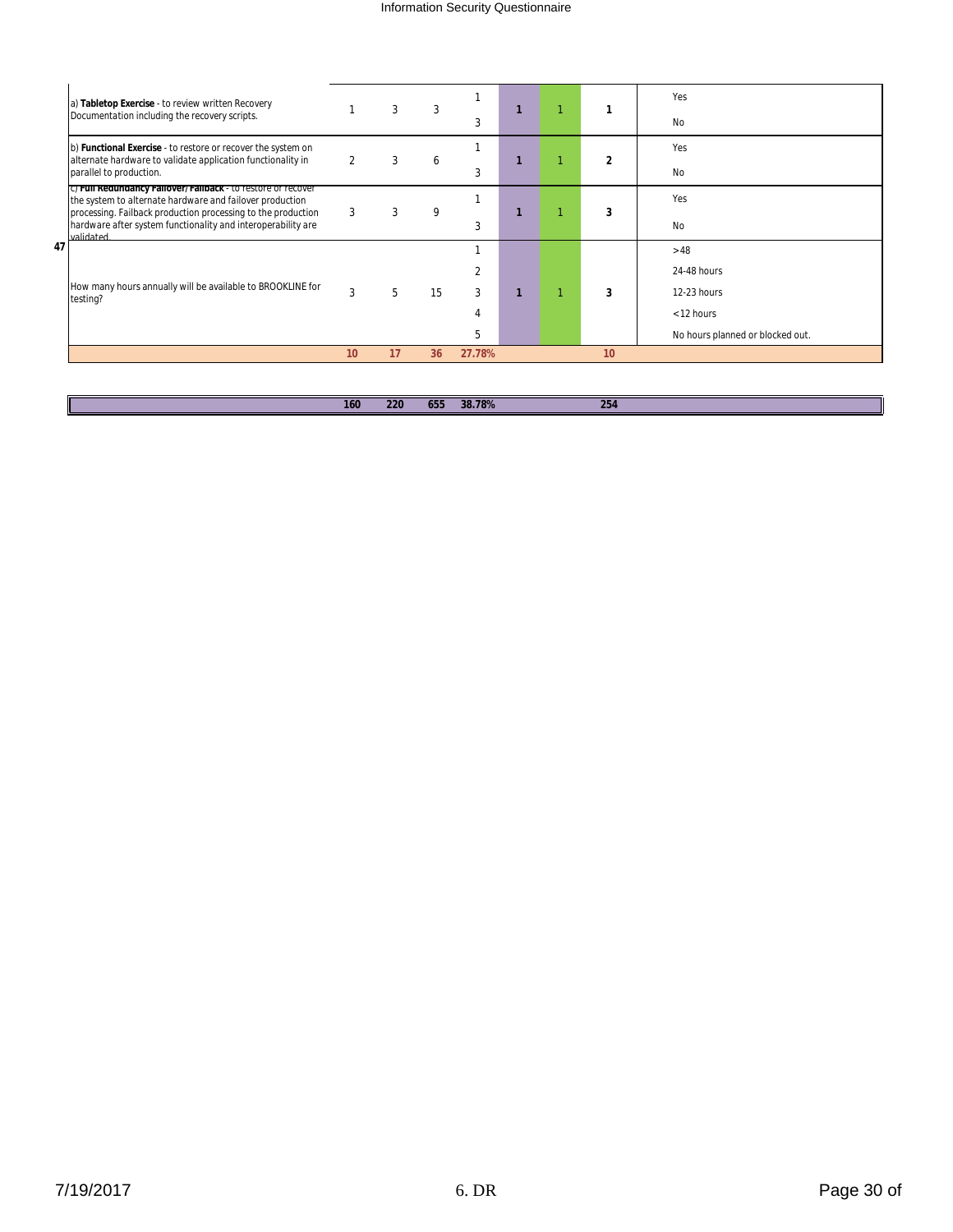| # | Question | | | | Score | | | | Answer |
|---|---|---|---|---|---|---|---|---|---|
| | a) **Tabletop Exercise** - to review written Recovery Documentation including the recovery scripts. | 1 | 3 | 3 | 1 | 1 | 1 | 1 | Yes |
| | | | | | 3 | | | | No |
| | b) **Functional Exercise** - to restore or recover the system on alternate hardware to validate application functionality in parallel to production. | 2 | 3 | 6 | 1 | 1 | 1 | 2 | Yes |
| | | | | | 3 | | | | No |
| | c) **Full Redundancy Failover/ Failback** - to restore or recover the system to alternate hardware and failover production processing. Failback production processing to the production hardware after system functionality and interoperability are validated. | 3 | 3 | 9 | 1 | 1 | 1 | 3 | Yes |
| | | | | | 3 | | | | No |
| 47 | How many hours annually will be available to BROOKLINE for testing? | 3 | 5 | 15 | 1 | 1 | 1 | 3 | >48 |
| | | | | | 2 | | | | 24-48 hours |
| | | | | | 3 | | | | 12-23 hours |
| | | | | | 4 | | | | <12 hours |
| | | | | | 5 | | | | No hours planned or blocked out. |
| | | **10** | **17** | **36** | **27.78%** | | | **10** | |
| | | **160** | **220** | **655** | **38.78%** | | | **254** | |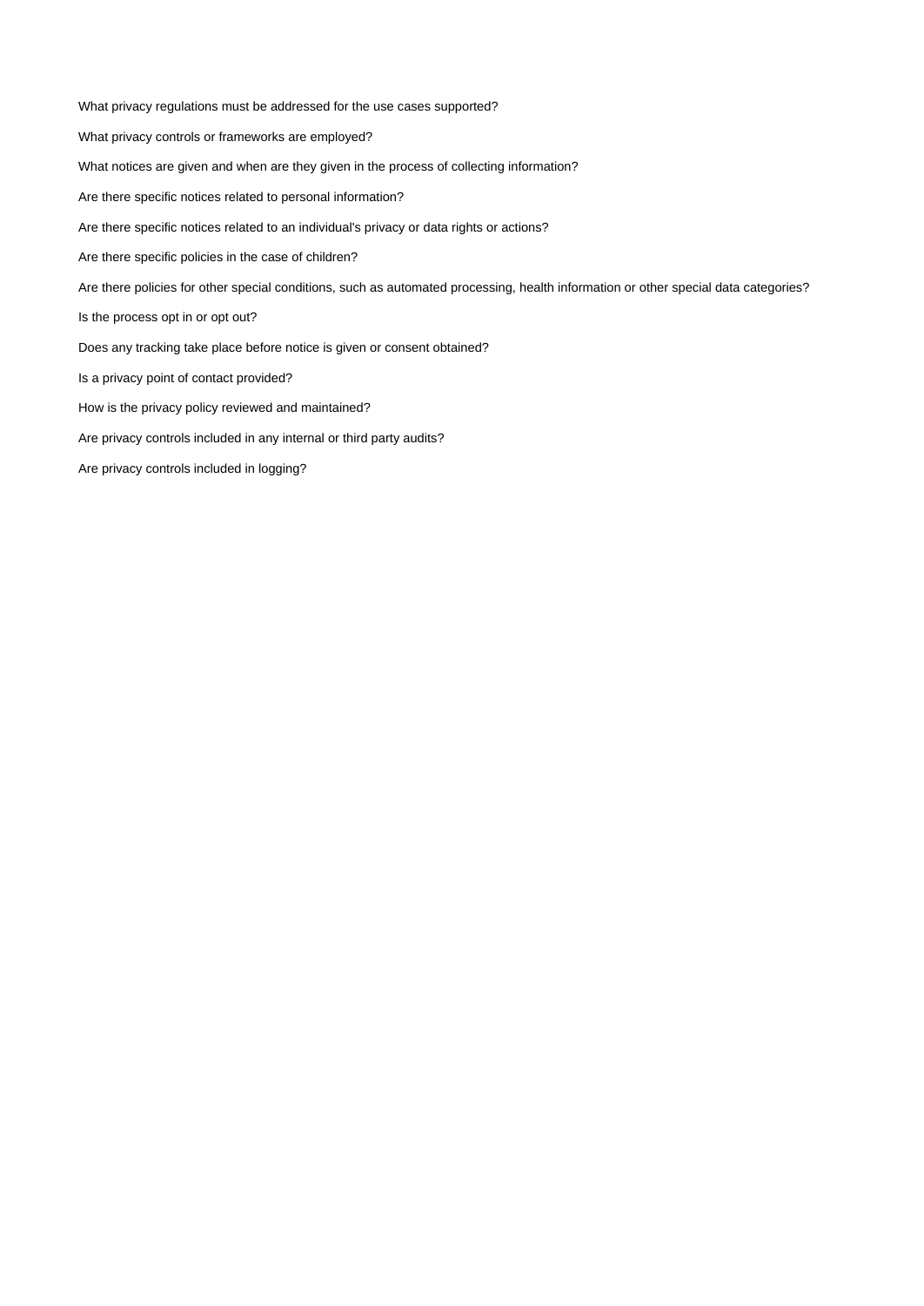What privacy regulations must be addressed for the use cases supported?

What privacy controls or frameworks are employed?

What notices are given and when are they given in the process of collecting information?

Are there specific notices related to personal information?

Are there specific notices related to an individual's privacy or data rights or actions?

Are there specific policies in the case of children?

Are there policies for other special conditions, such as automated processing, health information or other special data categories?

Is the process opt in or opt out?

Does any tracking take place before notice is given or consent obtained?

Is a privacy point of contact provided?

How is the privacy policy reviewed and maintained?

Are privacy controls included in any internal or third party audits?

Are privacy controls included in logging?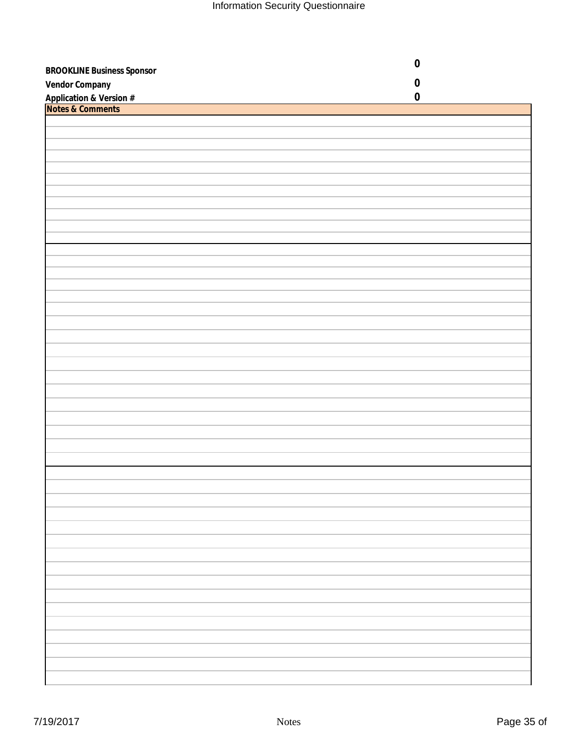| | |
|---|---|
| **BROOKLINE Business Sponsor** | **0** |
| **Vendor Company** | **0** |
| **Application & Version #** | **0** |

| **Notes & Comments** |
|---|
| |
| |
| |
| |
| |
| |
| |
| |
| |
| |
| |
| |
| |
| |
| |
| |
| |
| |
| |
| |
| |
| |
| |
| |
| |
| |
| |
| |
| |
| |
| |
| |
| |
| |
| |
| |
| |
| |
| |
| |
| |
| |
| |
| |
| |
| |
| |
| |